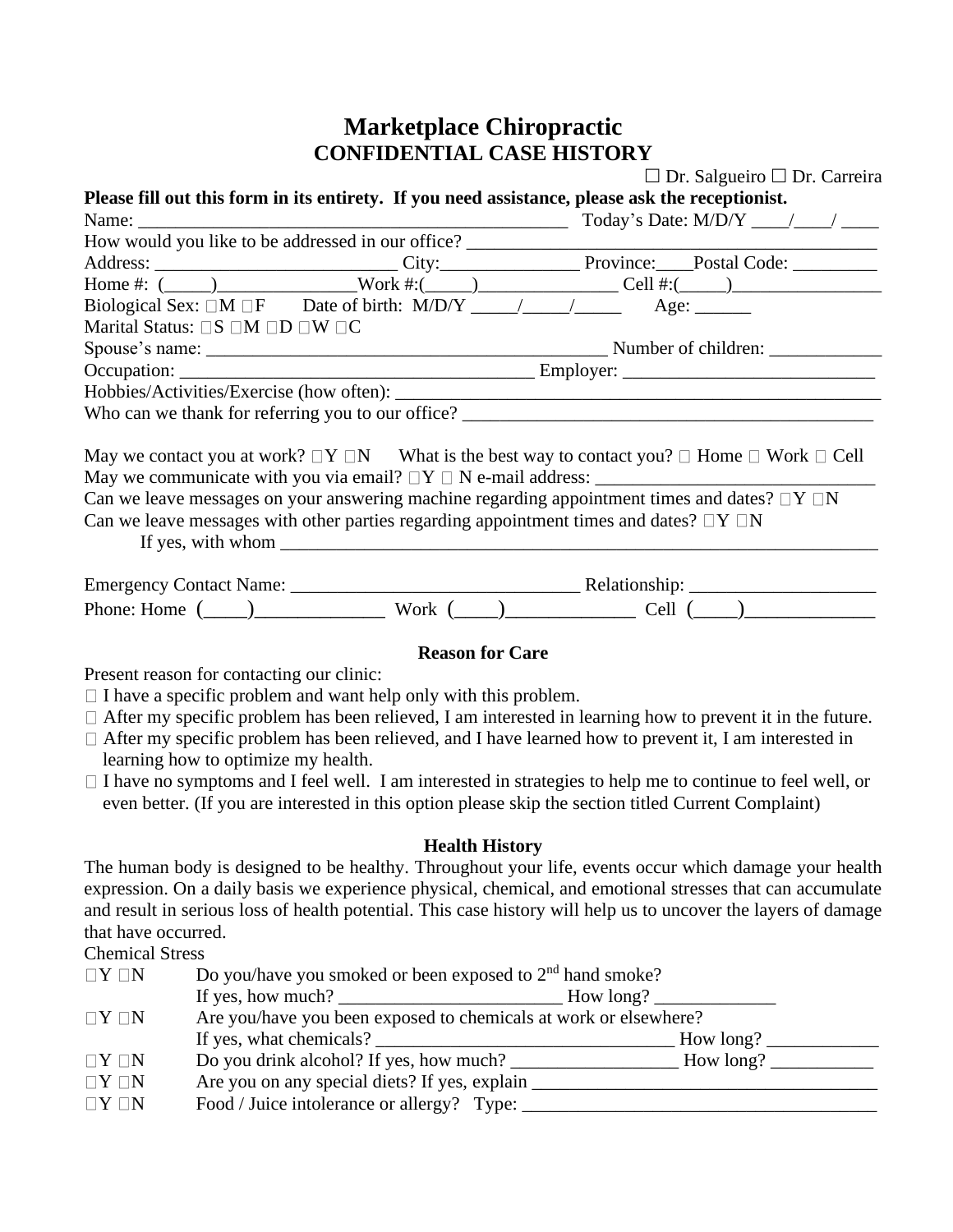# Marketplace Chiropractic
## CONFIDENTIAL CASE HISTORY

☐ Dr. Salgueiro ☐ Dr. Carreira

**Please fill out this form in its entirety. If you need assistance, please ask the receptionist.**

Name: _____________________________________________ Today's Date: M/D/Y ____/____/ ____

How would you like to be addressed in our office? ___________________________________________

Address: _________________________ City:______________ Province:____Postal Code: _________

Home #: (_____)_______________Work #:(_____)_______________ Cell #:(_____)________________

Biological Sex: ☐M ☐F Date of birth: M/D/Y _____/_____/_____ Age: ______

Marital Status: ☐S ☐M ☐D ☐W ☐C

Spouse's name: ___________________________________________ Number of children: ____________

Occupation: ____________________________________ Employer: ___________________________

Hobbies/Activities/Exercise (how often): _____________________________________________________

Who can we thank for referring you to our office? ____________________________________________

May we contact you at work? ☐Y ☐N What is the best way to contact you? ☐ Home ☐ Work ☐ Cell

May we communicate with you via email? ☐Y ☐ N e-mail address: ______________________________

Can we leave messages on your answering machine regarding appointment times and dates? ☐Y ☐N

Can we leave messages with other parties regarding appointment times and dates? ☐Y ☐N

If yes, with whom ________________________________________________________________

Emergency Contact Name: ______________________________ Relationship: ____________________

Phone: Home (____)_____________ Work (____)_____________ Cell (____)_____________

### Reason for Care

Present reason for contacting our clinic:

☐ I have a specific problem and want help only with this problem.

☐ After my specific problem has been relieved, I am interested in learning how to prevent it in the future.

☐ After my specific problem has been relieved, and I have learned how to prevent it, I am interested in learning how to optimize my health.

☐ I have no symptoms and I feel well. I am interested in strategies to help me to continue to feel well, or even better. (If you are interested in this option please skip the section titled Current Complaint)

### Health History

The human body is designed to be healthy. Throughout your life, events occur which damage your health expression. On a daily basis we experience physical, chemical, and emotional stresses that can accumulate and result in serious loss of health potential. This case history will help us to uncover the layers of damage that have occurred.

Chemical Stress

☐Y ☐N Do you/have you smoked or been exposed to 2nd hand smoke?
If yes, how much? ________________________ How long? _____________

☐Y ☐N Are you/have you been exposed to chemicals at work or elsewhere?
If yes, what chemicals? _________________________________ How long? ____________

☐Y ☐N Do you drink alcohol? If yes, how much? __________________ How long? ___________

☐Y ☐N Are you on any special diets? If yes, explain _____________________________________

☐Y ☐N Food / Juice intolerance or allergy? Type: _______________________________________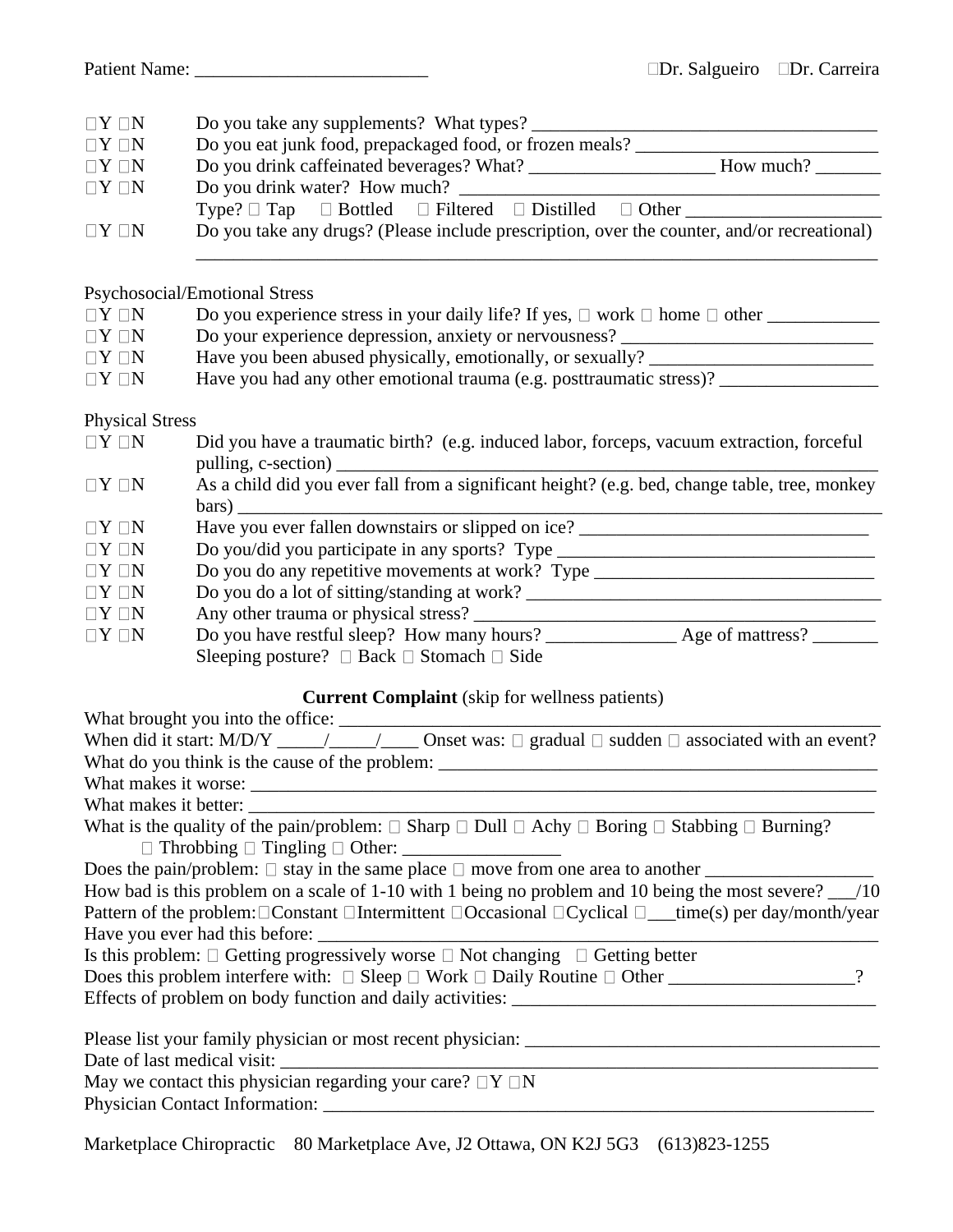Patient Name: _________________________ □Dr. Salgueiro □Dr. Carreira

□Y □N Do you take any supplements? What types? ______________________________________

□Y □N Do you eat junk food, prepackaged food, or frozen meals? __________________________

□Y □N Do you drink caffeinated beverages? What? ____________________ How much? _______

□Y □N Do you drink water? How much? ______________________________________________

Type? □ Tap □ Bottled □ Filtered □ Distilled □ Other ____________________

□Y □N Do you take any drugs? (Please include prescription, over the counter, and/or recreational) ___________________________________________________________________________

Psychosocial/Emotional Stress

□Y □N Do you experience stress in your daily life? If yes, □ work □ home □ other ____________

□Y □N Do your experience depression, anxiety or nervousness? ___________________________

□Y □N Have you been abused physically, emotionally, or sexually? ________________________

□Y □N Have you had any other emotional trauma (e.g. posttraumatic stress)? _________________

Physical Stress

□Y □N Did you have a traumatic birth? (e.g. induced labor, forceps, vacuum extraction, forceful pulling, c-section) ___________________________________________________________

□Y □N As a child did you ever fall from a significant height? (e.g. bed, change table, tree, monkey bars) ________________________________________________________________________

□Y □N Have you ever fallen downstairs or slipped on ice? _______________________________

□Y □N Do you/did you participate in any sports? Type __________________________________

□Y □N Do you do any repetitive movements at work? Type _______________________________

□Y □N Do you do a lot of sitting/standing at work? ____________________________________

□Y □N Any other trauma or physical stress? _________________________________________

□Y □N Do you have restful sleep? How many hours? ______________ Age of mattress? _______

Sleeping posture? □ Back □ Stomach □ Side

**Current Complaint** (skip for wellness patients)

What brought you into the office: ___________________________________________________

When did it start: M/D/Y _____/_____/____ Onset was: □ gradual □ sudden □ associated with an event?

What do you think is the cause of the problem: ________________________________________

What makes it worse: ____________________________________________________________

What makes it better: ____________________________________________________________

What is the quality of the pain/problem: □ Sharp □ Dull □ Achy □ Boring □ Stabbing □ Burning? □ Throbbing □ Tingling □ Other: _________________

Does the pain/problem: □ stay in the same place □ move from one area to another __________________

How bad is this problem on a scale of 1-10 with 1 being no problem and 10 being the most severe? ___/10

Pattern of the problem: □Constant □Intermittent □Occasional □Cyclical □___time(s) per day/month/year

Have you ever had this before: _____________________________________________________

Is this problem: □ Getting progressively worse □ Not changing □ Getting better

Does this problem interfere with: □ Sleep □ Work □ Daily Routine □ Other ____________________?

Effects of problem on body function and daily activities: _________________________________

Please list your family physician or most recent physician: _______________________________

Date of last medical visit: _________________________________________________________

May we contact this physician regarding your care? □Y □N

Physician Contact Information: _____________________________________________________

Marketplace Chiropractic 80 Marketplace Ave, J2 Ottawa, ON K2J 5G3 (613)823-1255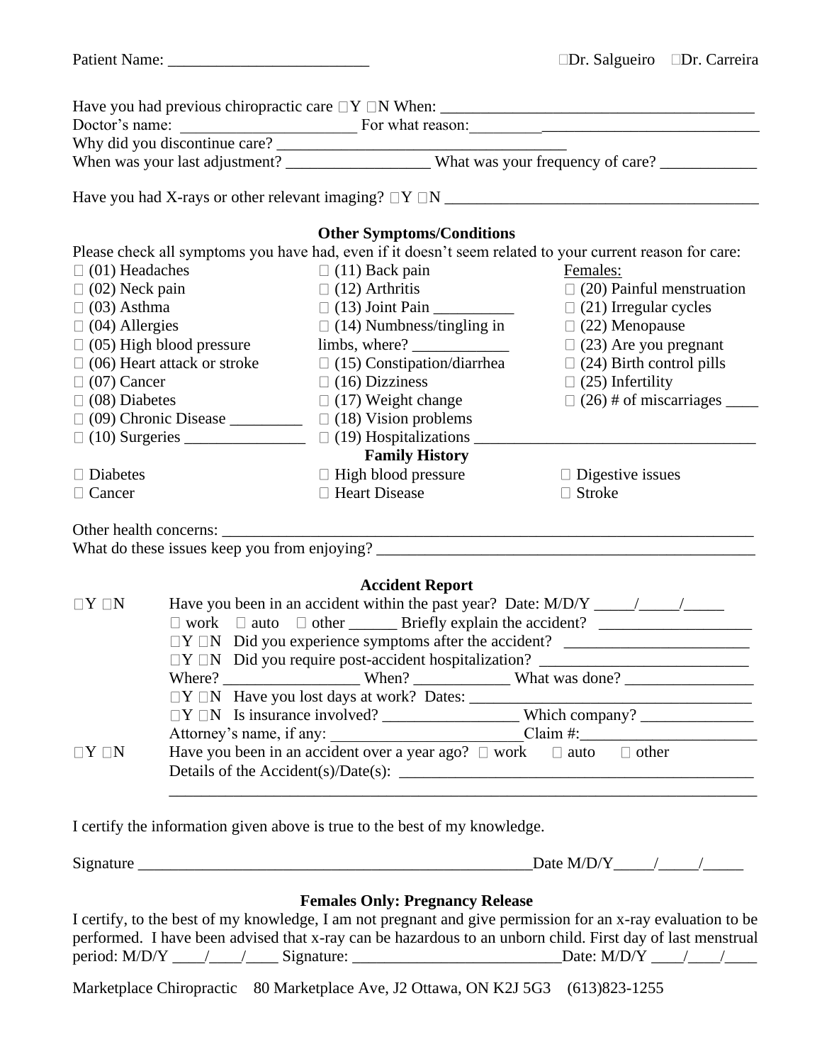Patient Name: _________________________ ☐Dr. Salgueiro ☐Dr. Carreira

Have you had previous chiropractic care ☐Y ☐N When: _______________________________________
Doctor's name: ______________________ For what reason:_________ ___________________________
Why did you discontinue care? ____________________________________
When was your last adjustment? __________________ What was your frequency of care? ____________

Have you had X-rays or other relevant imaging? ☐Y ☐N ________________________________________

### Other Symptoms/Conditions

Please check all symptoms you have had, even if it doesn't seem related to your current reason for care:

| | | |
|---|---|---|
| ☐ (01) Headaches | ☐ (11) Back pain | Females: |
| ☐ (02) Neck pain | ☐ (12) Arthritis | ☐ (20) Painful menstruation |
| ☐ (03) Asthma | ☐ (13) Joint Pain __________ | ☐ (21) Irregular cycles |
| ☐ (04) Allergies | ☐ (14) Numbness/tingling in limbs, where? ____________ | ☐ (22) Menopause |
| ☐ (05) High blood pressure | | ☐ (23) Are you pregnant |
| ☐ (06) Heart attack or stroke | ☐ (15) Constipation/diarrhea | ☐ (24) Birth control pills |
| ☐ (07) Cancer | ☐ (16) Dizziness | ☐ (25) Infertility |
| ☐ (08) Diabetes | ☐ (17) Weight change | ☐ (26) # of miscarriages ____ |
| ☐ (09) Chronic Disease _________ | ☐ (18) Vision problems | |
| ☐ (10) Surgeries _______________ | ☐ (19) Hospitalizations __________________________________ | |

### Family History

| | | |
|---|---|---|
| ☐ Diabetes | ☐ High blood pressure | ☐ Digestive issues |
| ☐ Cancer | ☐ Heart Disease | ☐ Stroke |

Other health concerns: _____________________________________________________________________
What do these issues keep you from enjoying? _______________________________________________

### Accident Report

☐Y ☐N Have you been in an accident within the past year? Date: M/D/Y _____/_____/_____
☐ work ☐ auto ☐ other ______ Briefly explain the accident? ___________________
☐Y ☐N Did you experience symptoms after the accident? _______________________
☐Y ☐N Did you require post-accident hospitalization? _________________________
Where? _________________ When? ____________ What was done? ________________
☐Y ☐N Have you lost days at work? Dates: ____________________________________
☐Y ☐N Is insurance involved? _________________ Which company? ______________
Attorney's name, if any: _______________________Claim #:______________________

☐Y ☐N Have you been in an accident over a year ago? ☐ work ☐ auto ☐ other
Details of the Accident(s)/Date(s): _____________________________________________
______________________________________________________________________________

I certify the information given above is true to the best of my knowledge.

Signature ___________________________________________________Date M/D/Y_____/_____/_____

### Females Only: Pregnancy Release

I certify, to the best of my knowledge, I am not pregnant and give permission for an x-ray evaluation to be performed. I have been advised that x-ray can be hazardous to an unborn child. First day of last menstrual period: M/D/Y ____/____/____ Signature: __________________________Date: M/D/Y ____/____/____

Marketplace Chiropractic 80 Marketplace Ave, J2 Ottawa, ON K2J 5G3 (613)823-1255